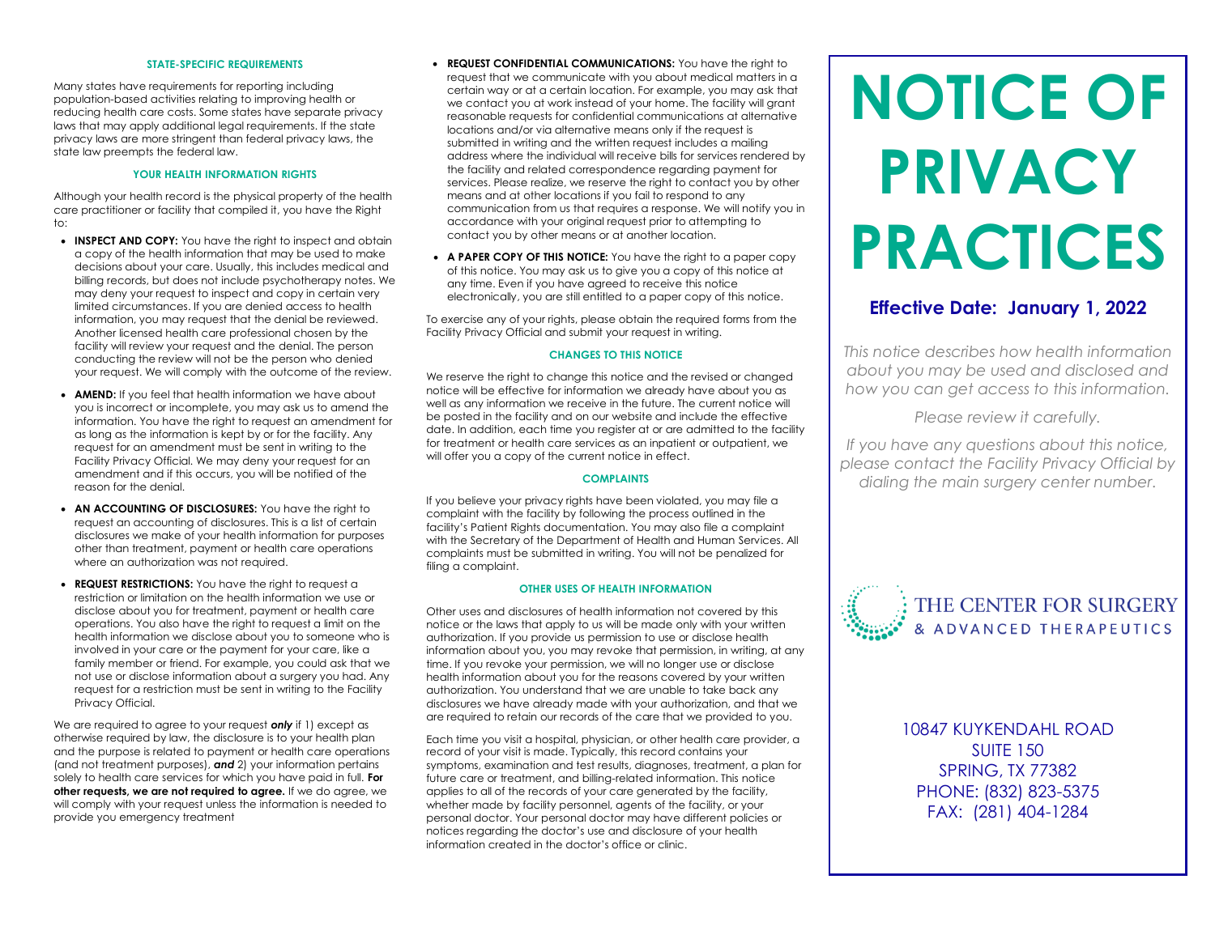## STATE-SPECIFIC REQUIREMENTS

Many states have requirements for reporting including population-based activities relating to improving health or reducing health care costs. Some states have separate privacy laws that may apply additional legal requirements. If the state privacy laws are more stringent than federal privacy laws, the state law preempts the federal law.

## YOUR HEALTH INFORMATION RIGHTS

Although your health record is the physical property of the health care practitioner or facility that compiled it, you have the Right to:

- **INSPECT AND COPY:** You have the right to inspect and obtain a copy of the health information that may be used to make decisions about your care. Usually, this includes medical and billing records, but does not include psychotherapy notes. We may deny your request to inspect and copy in certain very limited circumstances. If you are denied access to health information, you may request that the denial be reviewed. Another licensed health care professional chosen by the facility will review your request and the denial. The person conducting the review will not be the person who denied your request. We will comply with the outcome of the review.
- **AMEND:** If you feel that health information we have about you is incorrect or incomplete, you may ask us to amend the information. You have the right to request an amendment for as long as the information is kept by or for the facility. Any request for an amendment must be sent in writing to the Facility Privacy Official. We may deny your request for an amendment and if this occurs, you will be notified of the reason for the denial.
- **AN ACCOUNTING OF DISCLOSURES:** You have the right to request an accounting of disclosures. This is a list of certain disclosures we make of your health information for purposes other than treatment, payment or health care operations where an authorization was not required.
- **REQUEST RESTRICTIONS:** You have the right to request a restriction or limitation on the health information we use or disclose about you for treatment, payment or health care operations. You also have the right to request a limit on the health information we disclose about you to someone who is involved in your care or the payment for your care, like a family member or friend. For example, you could ask that we not use or disclose information about a surgery you had. Any request for a restriction must be sent in writing to the Facility Privacy Official.

We are required to agree to your request ***only*** if 1) except as otherwise required by law, the disclosure is to your health plan and the purpose is related to payment or health care operations (and not treatment purposes), ***and*** 2) your information pertains solely to health care services for which you have paid in full. **For other requests, we are not required to agree.** If we do agree, we will comply with your request unless the information is needed to provide you emergency treatment

- **REQUEST CONFIDENTIAL COMMUNICATIONS:** You have the right to request that we communicate with you about medical matters in a certain way or at a certain location. For example, you may ask that we contact you at work instead of your home. The facility will grant reasonable requests for confidential communications at alternative locations and/or via alternative means only if the request is submitted in writing and the written request includes a mailing address where the individual will receive bills for services rendered by the facility and related correspondence regarding payment for services. Please realize, we reserve the right to contact you by other means and at other locations if you fail to respond to any communication from us that requires a response. We will notify you in accordance with your original request prior to attempting to contact you by other means or at another location.
- **A PAPER COPY OF THIS NOTICE:** You have the right to a paper copy of this notice. You may ask us to give you a copy of this notice at any time. Even if you have agreed to receive this notice electronically, you are still entitled to a paper copy of this notice.

To exercise any of your rights, please obtain the required forms from the Facility Privacy Official and submit your request in writing.

## CHANGES TO THIS NOTICE

We reserve the right to change this notice and the revised or changed notice will be effective for information we already have about you as well as any information we receive in the future. The current notice will be posted in the facility and on our website and include the effective date. In addition, each time you register at or are admitted to the facility for treatment or health care services as an inpatient or outpatient, we will offer you a copy of the current notice in effect.

## COMPLAINTS

If you believe your privacy rights have been violated, you may file a complaint with the facility by following the process outlined in the facility's Patient Rights documentation. You may also file a complaint with the Secretary of the Department of Health and Human Services. All complaints must be submitted in writing. You will not be penalized for filing a complaint.

## OTHER USES OF HEALTH INFORMATION

Other uses and disclosures of health information not covered by this notice or the laws that apply to us will be made only with your written authorization. If you provide us permission to use or disclose health information about you, you may revoke that permission, in writing, at any time. If you revoke your permission, we will no longer use or disclose health information about you for the reasons covered by your written authorization. You understand that we are unable to take back any disclosures we have already made with your authorization, and that we are required to retain our records of the care that we provided to you.

Each time you visit a hospital, physician, or other health care provider, a record of your visit is made. Typically, this record contains your symptoms, examination and test results, diagnoses, treatment, a plan for future care or treatment, and billing-related information. This notice applies to all of the records of your care generated by the facility, whether made by facility personnel, agents of the facility, or your personal doctor. Your personal doctor may have different policies or notices regarding the doctor's use and disclosure of your health information created in the doctor's office or clinic.

# NOTICE OF PRIVACY PRACTICES

## Effective Date: January 1, 2022

*This notice describes how health information about you may be used and disclosed and how you can get access to this information.*

*Please review it carefully.*

*If you have any questions about this notice, please contact the Facility Privacy Official by dialing the main surgery center number.*

THE CENTER FOR SURGERY
& ADVANCED THERAPEUTICS

10847 KUYKENDAHL ROAD
SUITE 150
SPRING, TX 77382
PHONE: (832) 823-5375
FAX: (281) 404-1284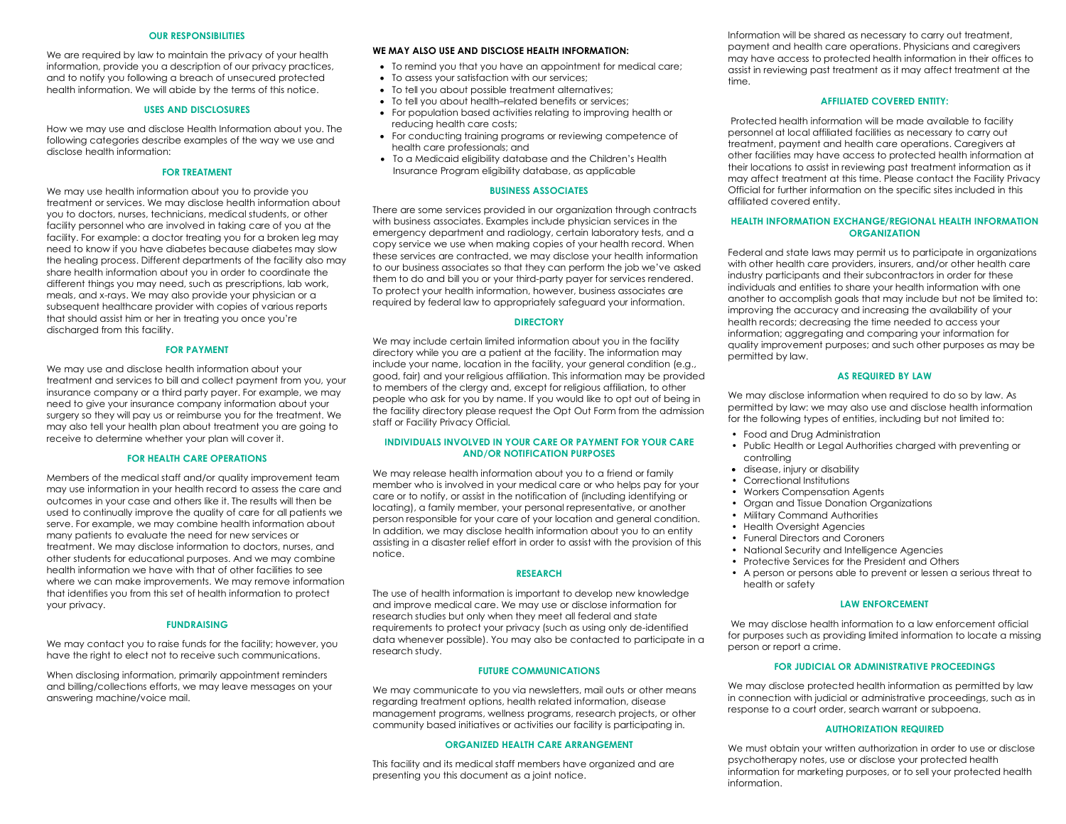## OUR RESPONSIBILITIES

We are required by law to maintain the privacy of your health information, provide you a description of our privacy practices, and to notify you following a breach of unsecured protected health information. We will abide by the terms of this notice.

## USES AND DISCLOSURES

How we may use and disclose Health Information about you. The following categories describe examples of the way we use and disclose health information:

## FOR TREATMENT

We may use health information about you to provide you treatment or services. We may disclose health information about you to doctors, nurses, technicians, medical students, or other facility personnel who are involved in taking care of you at the facility. For example: a doctor treating you for a broken leg may need to know if you have diabetes because diabetes may slow the healing process. Different departments of the facility also may share health information about you in order to coordinate the different things you may need, such as prescriptions, lab work, meals, and x-rays. We may also provide your physician or a subsequent healthcare provider with copies of various reports that should assist him or her in treating you once you're discharged from this facility.

## FOR PAYMENT

We may use and disclose health information about your treatment and services to bill and collect payment from you, your insurance company or a third party payer. For example, we may need to give your insurance company information about your surgery so they will pay us or reimburse you for the treatment. We may also tell your health plan about treatment you are going to receive to determine whether your plan will cover it.

## FOR HEALTH CARE OPERATIONS

Members of the medical staff and/or quality improvement team may use information in your health record to assess the care and outcomes in your case and others like it. The results will then be used to continually improve the quality of care for all patients we serve. For example, we may combine health information about many patients to evaluate the need for new services or treatment. We may disclose information to doctors, nurses, and other students for educational purposes. And we may combine health information we have with that of other facilities to see where we can make improvements. We may remove information that identifies you from this set of health information to protect your privacy.

## FUNDRAISING

We may contact you to raise funds for the facility; however, you have the right to elect not to receive such communications.

When disclosing information, primarily appointment reminders and billing/collections efforts, we may leave messages on your answering machine/voice mail.

## WE MAY ALSO USE AND DISCLOSE HEALTH INFORMATION:

- To remind you that you have an appointment for medical care;
- To assess your satisfaction with our services;
- To tell you about possible treatment alternatives;
- To tell you about health–related benefits or services;
- For population based activities relating to improving health or reducing health care costs;
- For conducting training programs or reviewing competence of health care professionals; and
- To a Medicaid eligibility database and the Children's Health Insurance Program eligibility database, as applicable

## BUSINESS ASSOCIATES

There are some services provided in our organization through contracts with business associates. Examples include physician services in the emergency department and radiology, certain laboratory tests, and a copy service we use when making copies of your health record. When these services are contracted, we may disclose your health information to our business associates so that they can perform the job we've asked them to do and bill you or your third-party payer for services rendered. To protect your health information, however, business associates are required by federal law to appropriately safeguard your information.

## DIRECTORY

We may include certain limited information about you in the facility directory while you are a patient at the facility. The information may include your name, location in the facility, your general condition (e.g., good, fair) and your religious affiliation. This information may be provided to members of the clergy and, except for religious affiliation, to other people who ask for you by name. If you would like to opt out of being in the facility directory please request the Opt Out Form from the admission staff or Facility Privacy Official.

## INDIVIDUALS INVOLVED IN YOUR CARE OR PAYMENT FOR YOUR CARE AND/OR NOTIFICATION PURPOSES

We may release health information about you to a friend or family member who is involved in your medical care or who helps pay for your care or to notify, or assist in the notification of (including identifying or locating), a family member, your personal representative, or another person responsible for your care of your location and general condition. In addition, we may disclose health information about you to an entity assisting in a disaster relief effort in order to assist with the provision of this notice.

## RESEARCH

The use of health information is important to develop new knowledge and improve medical care. We may use or disclose information for research studies but only when they meet all federal and state requirements to protect your privacy (such as using only de-identified data whenever possible). You may also be contacted to participate in a research study.

## FUTURE COMMUNICATIONS

We may communicate to you via newsletters, mail outs or other means regarding treatment options, health related information, disease management programs, wellness programs, research projects, or other community based initiatives or activities our facility is participating in.

## ORGANIZED HEALTH CARE ARRANGEMENT

This facility and its medical staff members have organized and are presenting you this document as a joint notice.

Information will be shared as necessary to carry out treatment, payment and health care operations. Physicians and caregivers may have access to protected health information in their offices to assist in reviewing past treatment as it may affect treatment at the time.

## AFFILIATED COVERED ENTITY:

Protected health information will be made available to facility personnel at local affiliated facilities as necessary to carry out treatment, payment and health care operations. Caregivers at other facilities may have access to protected health information at their locations to assist in reviewing past treatment information as it may affect treatment at this time. Please contact the Facility Privacy Official for further information on the specific sites included in this affiliated covered entity.

## HEALTH INFORMATION EXCHANGE/REGIONAL HEALTH INFORMATION ORGANIZATION

Federal and state laws may permit us to participate in organizations with other health care providers, insurers, and/or other health care industry participants and their subcontractors in order for these individuals and entities to share your health information with one another to accomplish goals that may include but not be limited to: improving the accuracy and increasing the availability of your health records; decreasing the time needed to access your information; aggregating and comparing your information for quality improvement purposes; and such other purposes as may be permitted by law.

## AS REQUIRED BY LAW

We may disclose information when required to do so by law. As permitted by law: we may also use and disclose health information for the following types of entities, including but not limited to:

- Food and Drug Administration
- Public Health or Legal Authorities charged with preventing or controlling
- disease, injury or disability
- Correctional Institutions
- Workers Compensation Agents
- Organ and Tissue Donation Organizations
- Military Command Authorities
- Health Oversight Agencies
- Funeral Directors and Coroners
- National Security and Intelligence Agencies
- Protective Services for the President and Others
- A person or persons able to prevent or lessen a serious threat to health or safety

## LAW ENFORCEMENT

We may disclose health information to a law enforcement official for purposes such as providing limited information to locate a missing person or report a crime.

## FOR JUDICIAL OR ADMINISTRATIVE PROCEEDINGS

We may disclose protected health information as permitted by law in connection with judicial or administrative proceedings, such as in response to a court order, search warrant or subpoena.

## AUTHORIZATION REQUIRED

We must obtain your written authorization in order to use or disclose psychotherapy notes, use or disclose your protected health information for marketing purposes, or to sell your protected health information.